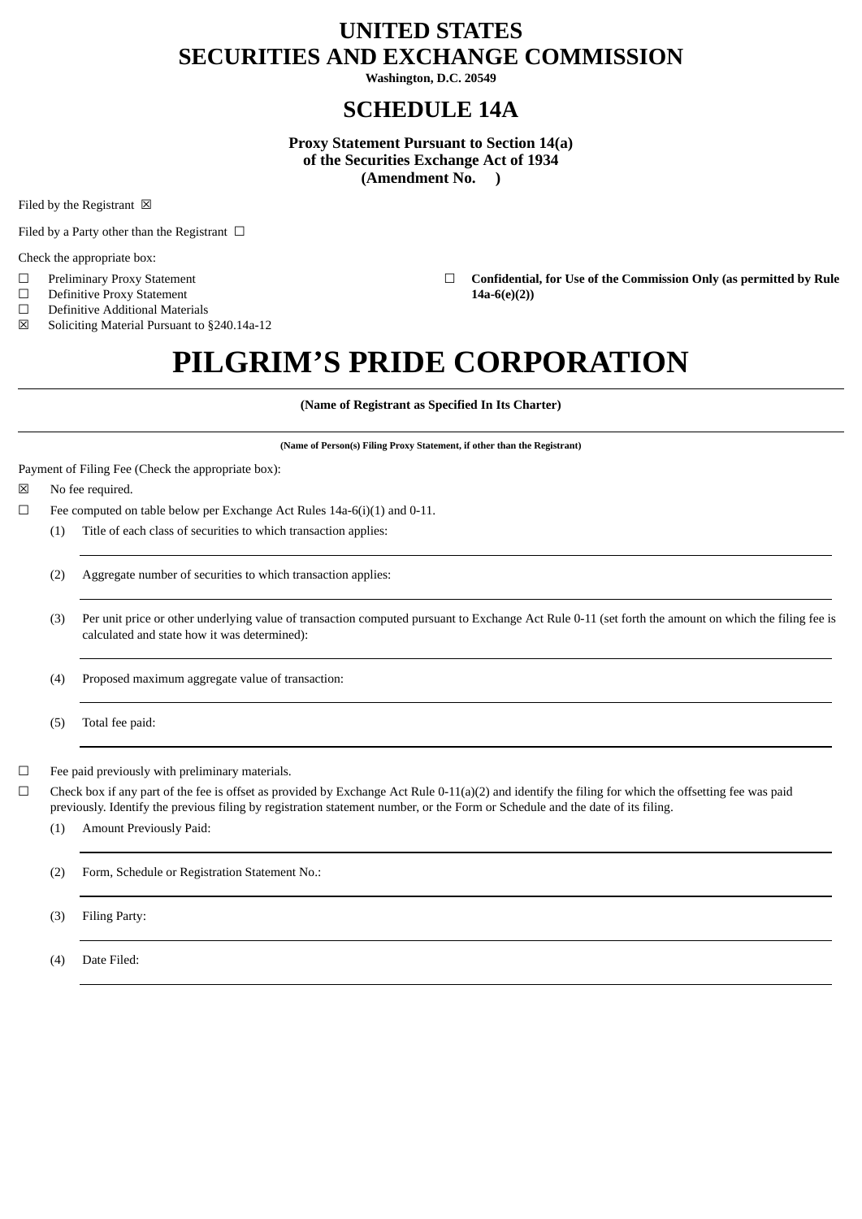# UNITED STATES
# SECURITIES AND EXCHANGE COMMISSION

**Washington, D.C. 20549**

## SCHEDULE 14A

**Proxy Statement Pursuant to Section 14(a)**
**of the Securities Exchange Act of 1934**
**(Amendment No. )**

Filed by the Registrant ☒

Filed by a Party other than the Registrant ☐

Check the appropriate box:

☐ Preliminary Proxy Statement

☐ **Confidential, for Use of the Commission Only (as permitted by Rule 14a-6(e)(2))**

☐ Definitive Proxy Statement

☐ Definitive Additional Materials

☒ Soliciting Material Pursuant to §240.14a-12

# PILGRIM'S PRIDE CORPORATION

**(Name of Registrant as Specified In Its Charter)**

**(Name of Person(s) Filing Proxy Statement, if other than the Registrant)**

Payment of Filing Fee (Check the appropriate box):

☒ No fee required.

☐ Fee computed on table below per Exchange Act Rules 14a-6(i)(1) and 0-11.

(1) Title of each class of securities to which transaction applies:

(2) Aggregate number of securities to which transaction applies:

(3) Per unit price or other underlying value of transaction computed pursuant to Exchange Act Rule 0-11 (set forth the amount on which the filing fee is calculated and state how it was determined):

(4) Proposed maximum aggregate value of transaction:

(5) Total fee paid:

☐ Fee paid previously with preliminary materials.

☐ Check box if any part of the fee is offset as provided by Exchange Act Rule 0-11(a)(2) and identify the filing for which the offsetting fee was paid previously. Identify the previous filing by registration statement number, or the Form or Schedule and the date of its filing.

(1) Amount Previously Paid:

(2) Form, Schedule or Registration Statement No.:

(3) Filing Party:

(4) Date Filed: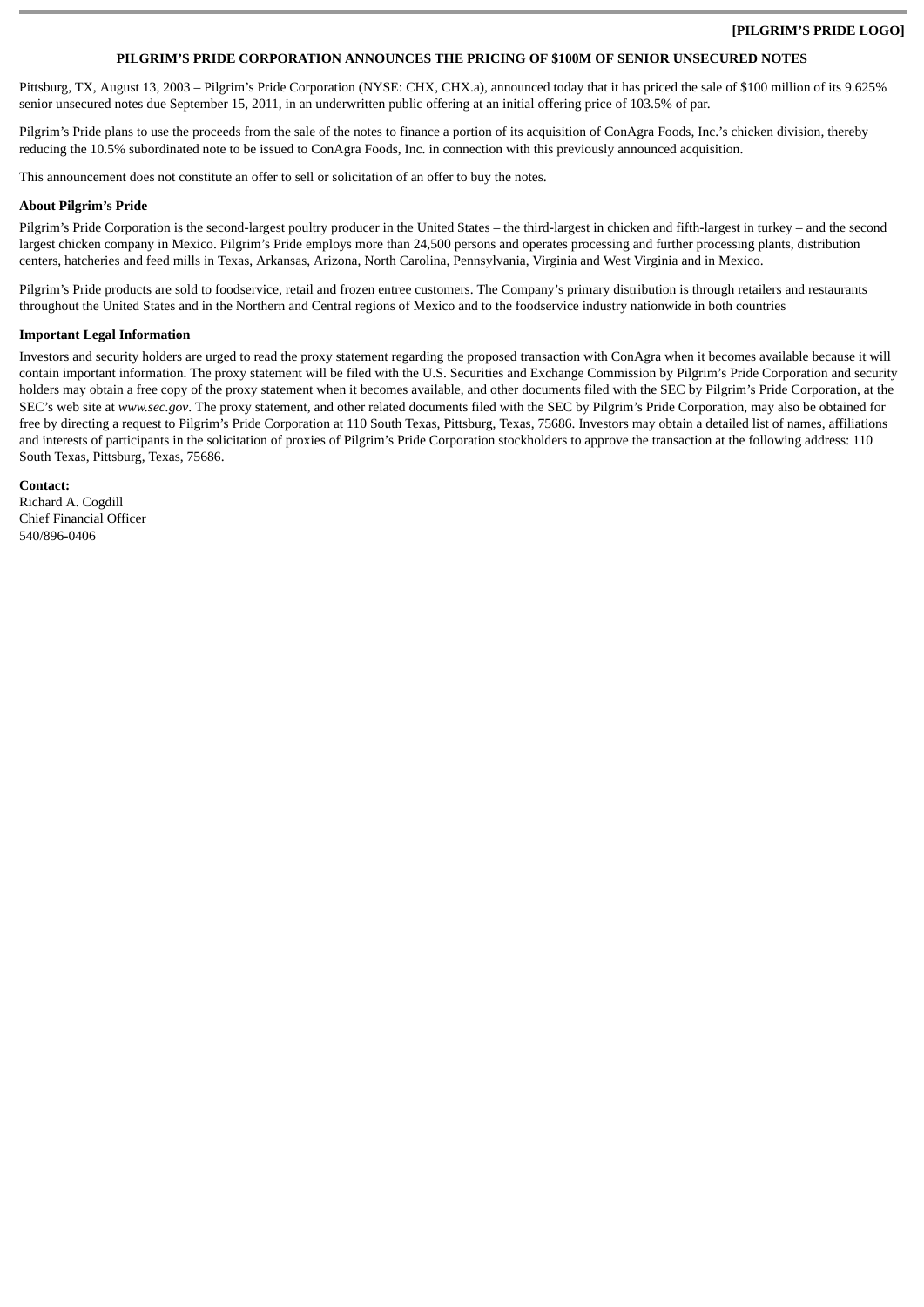**[PILGRIM'S PRIDE LOGO]**

## PILGRIM'S PRIDE CORPORATION ANNOUNCES THE PRICING OF $100M OF SENIOR UNSECURED NOTES

Pittsburg, TX, August 13, 2003 – Pilgrim's Pride Corporation (NYSE: CHX, CHX.a), announced today that it has priced the sale of $100 million of its 9.625% senior unsecured notes due September 15, 2011, in an underwritten public offering at an initial offering price of 103.5% of par.

Pilgrim's Pride plans to use the proceeds from the sale of the notes to finance a portion of its acquisition of ConAgra Foods, Inc.'s chicken division, thereby reducing the 10.5% subordinated note to be issued to ConAgra Foods, Inc. in connection with this previously announced acquisition.

This announcement does not constitute an offer to sell or solicitation of an offer to buy the notes.

**About Pilgrim's Pride**

Pilgrim's Pride Corporation is the second-largest poultry producer in the United States – the third-largest in chicken and fifth-largest in turkey – and the second largest chicken company in Mexico. Pilgrim's Pride employs more than 24,500 persons and operates processing and further processing plants, distribution centers, hatcheries and feed mills in Texas, Arkansas, Arizona, North Carolina, Pennsylvania, Virginia and West Virginia and in Mexico.

Pilgrim's Pride products are sold to foodservice, retail and frozen entree customers. The Company's primary distribution is through retailers and restaurants throughout the United States and in the Northern and Central regions of Mexico and to the foodservice industry nationwide in both countries

**Important Legal Information**

Investors and security holders are urged to read the proxy statement regarding the proposed transaction with ConAgra when it becomes available because it will contain important information. The proxy statement will be filed with the U.S. Securities and Exchange Commission by Pilgrim's Pride Corporation and security holders may obtain a free copy of the proxy statement when it becomes available, and other documents filed with the SEC by Pilgrim's Pride Corporation, at the SEC's web site at *www.sec.gov*. The proxy statement, and other related documents filed with the SEC by Pilgrim's Pride Corporation, may also be obtained for free by directing a request to Pilgrim's Pride Corporation at 110 South Texas, Pittsburg, Texas, 75686. Investors may obtain a detailed list of names, affiliations and interests of participants in the solicitation of proxies of Pilgrim's Pride Corporation stockholders to approve the transaction at the following address: 110 South Texas, Pittsburg, Texas, 75686.

**Contact:**
Richard A. Cogdill
Chief Financial Officer
540/896-0406